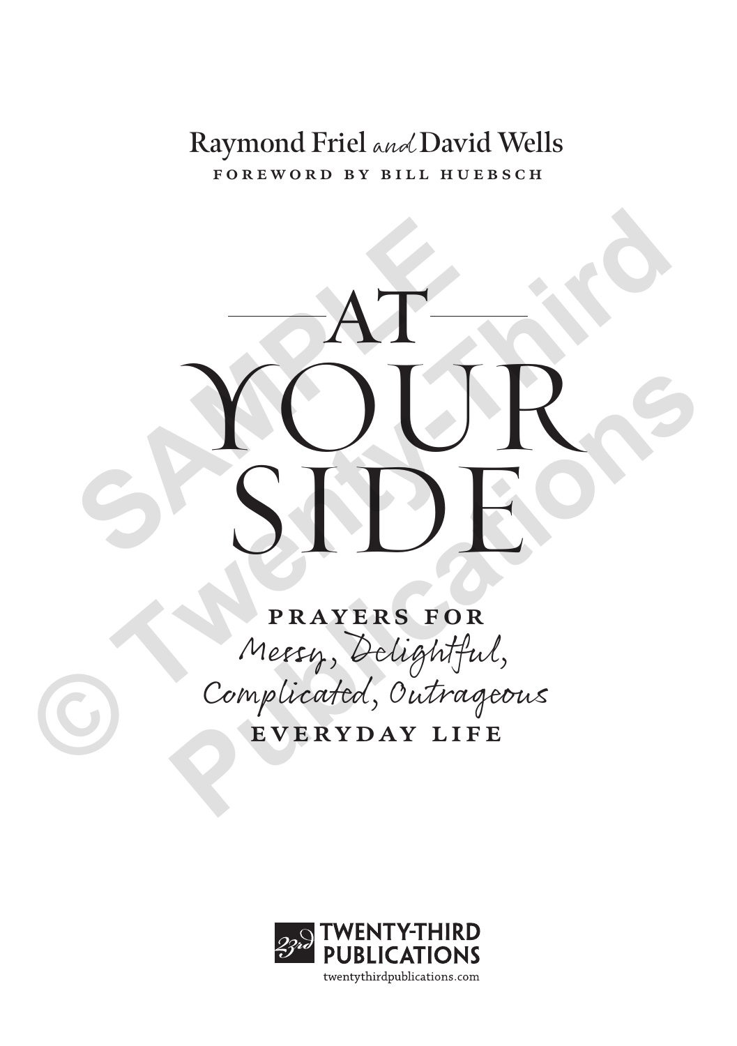Raymond Friel *and* David Wells

FOREWORD BY BILL HUEBSCH

# AT YOUR SIDE

## PRAYERS FOR *Messy, Delightful, Complicated, Outrageous* EVERYDAY LIFE

TWENTY-THIRD PUBLICATIONS

twentythirdpublications.com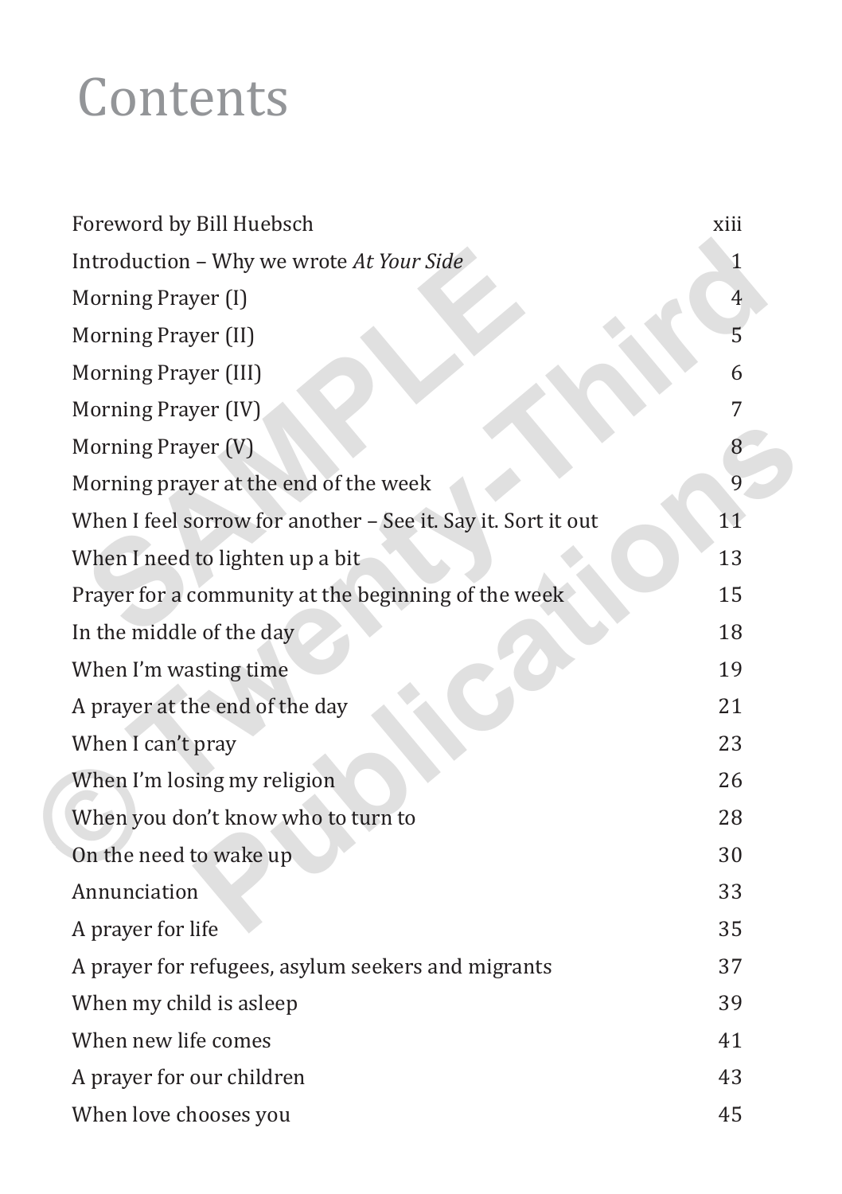# Contents

| | |
|---|---|
| Foreword by Bill Huebsch | xiii |
| Introduction – Why we wrote *At Your Side* | 1 |
| Morning Prayer (I) | 4 |
| Morning Prayer (II) | 5 |
| Morning Prayer (III) | 6 |
| Morning Prayer (IV) | 7 |
| Morning Prayer (V) | 8 |
| Morning prayer at the end of the week | 9 |
| When I feel sorrow for another – See it. Say it. Sort it out | 11 |
| When I need to lighten up a bit | 13 |
| Prayer for a community at the beginning of the week | 15 |
| In the middle of the day | 18 |
| When I'm wasting time | 19 |
| A prayer at the end of the day | 21 |
| When I can't pray | 23 |
| When I'm losing my religion | 26 |
| When you don't know who to turn to | 28 |
| On the need to wake up | 30 |
| Annunciation | 33 |
| A prayer for life | 35 |
| A prayer for refugees, asylum seekers and migrants | 37 |
| When my child is asleep | 39 |
| When new life comes | 41 |
| A prayer for our children | 43 |
| When love chooses you | 45 |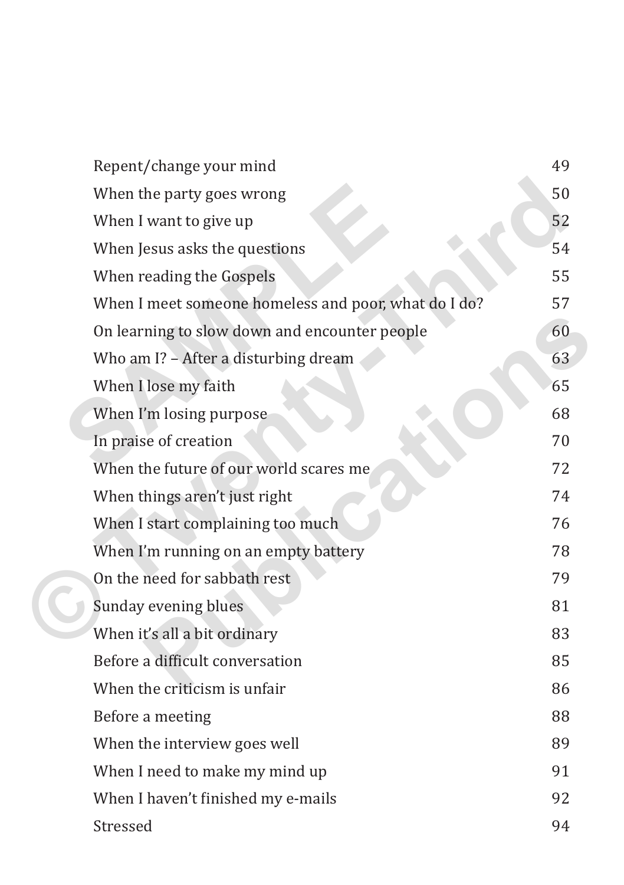| | |
|---|---|
| Repent/change your mind | 49 |
| When the party goes wrong | 50 |
| When I want to give up | 52 |
| When Jesus asks the questions | 54 |
| When reading the Gospels | 55 |
| When I meet someone homeless and poor, what do I do? | 57 |
| On learning to slow down and encounter people | 60 |
| Who am I? – After a disturbing dream | 63 |
| When I lose my faith | 65 |
| When I'm losing purpose | 68 |
| In praise of creation | 70 |
| When the future of our world scares me | 72 |
| When things aren't just right | 74 |
| When I start complaining too much | 76 |
| When I'm running on an empty battery | 78 |
| On the need for sabbath rest | 79 |
| Sunday evening blues | 81 |
| When it's all a bit ordinary | 83 |
| Before a difficult conversation | 85 |
| When the criticism is unfair | 86 |
| Before a meeting | 88 |
| When the interview goes well | 89 |
| When I need to make my mind up | 91 |
| When I haven't finished my e-mails | 92 |
| Stressed | 94 |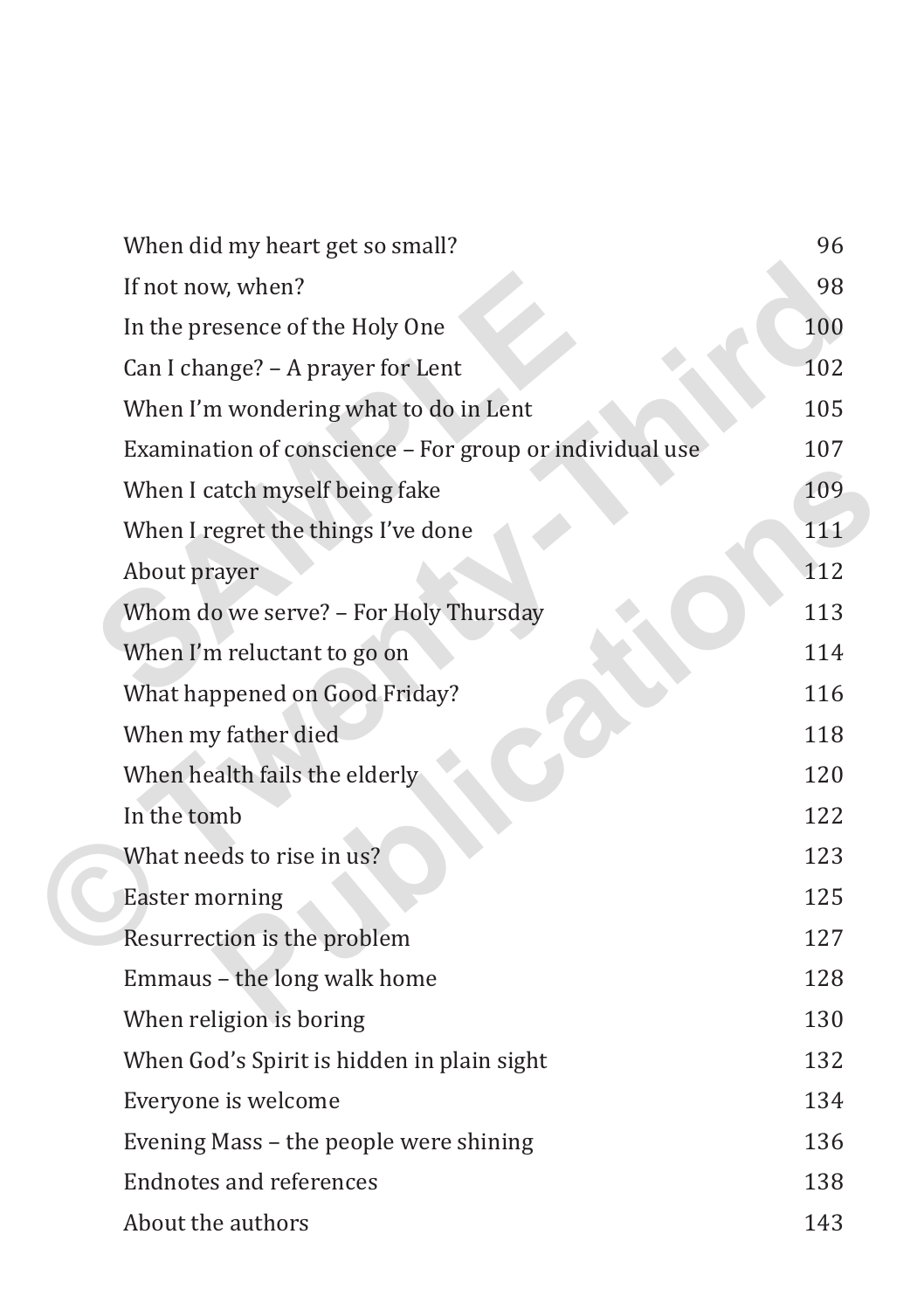| | |
|---|---|
| When did my heart get so small? | 96 |
| If not now, when? | 98 |
| In the presence of the Holy One | 100 |
| Can I change? – A prayer for Lent | 102 |
| When I'm wondering what to do in Lent | 105 |
| Examination of conscience – For group or individual use | 107 |
| When I catch myself being fake | 109 |
| When I regret the things I've done | 111 |
| About prayer | 112 |
| Whom do we serve? – For Holy Thursday | 113 |
| When I'm reluctant to go on | 114 |
| What happened on Good Friday? | 116 |
| When my father died | 118 |
| When health fails the elderly | 120 |
| In the tomb | 122 |
| What needs to rise in us? | 123 |
| Easter morning | 125 |
| Resurrection is the problem | 127 |
| Emmaus – the long walk home | 128 |
| When religion is boring | 130 |
| When God's Spirit is hidden in plain sight | 132 |
| Everyone is welcome | 134 |
| Evening Mass – the people were shining | 136 |
| Endnotes and references | 138 |
| About the authors | 143 |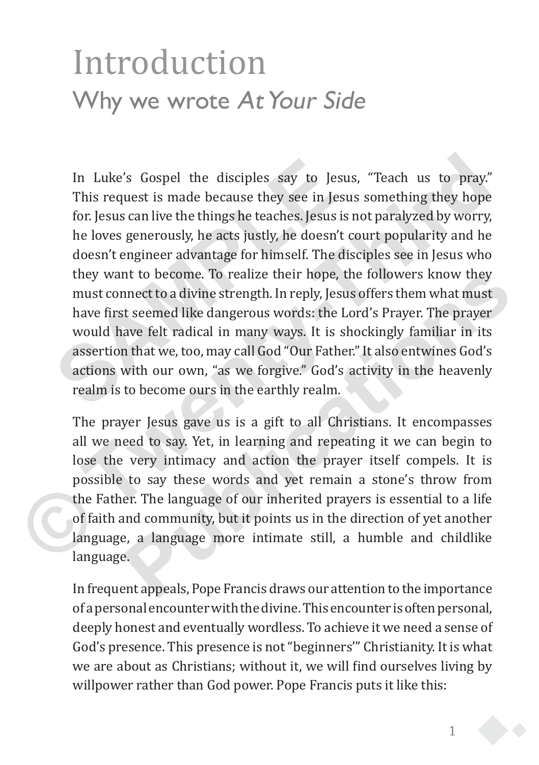# Introduction

## Why we wrote *At Your Side*

In Luke's Gospel the disciples say to Jesus, "Teach us to pray." This request is made because they see in Jesus something they hope for. Jesus can live the things he teaches. Jesus is not paralyzed by worry, he loves generously, he acts justly, he doesn't court popularity and he doesn't engineer advantage for himself. The disciples see in Jesus who they want to become. To realize their hope, the followers know they must connect to a divine strength. In reply, Jesus offers them what must have first seemed like dangerous words: the Lord's Prayer. The prayer would have felt radical in many ways. It is shockingly familiar in its assertion that we, too, may call God "Our Father." It also entwines God's actions with our own, "as we forgive." God's activity in the heavenly realm is to become ours in the earthly realm.

The prayer Jesus gave us is a gift to all Christians. It encompasses all we need to say. Yet, in learning and repeating it we can begin to lose the very intimacy and action the prayer itself compels. It is possible to say these words and yet remain a stone's throw from the Father. The language of our inherited prayers is essential to a life of faith and community, but it points us in the direction of yet another language, a language more intimate still, a humble and childlike language.

In frequent appeals, Pope Francis draws our attention to the importance of a personal encounter with the divine. This encounter is often personal, deeply honest and eventually wordless. To achieve it we need a sense of God's presence. This presence is not "beginners'" Christianity. It is what we are about as Christians; without it, we will find ourselves living by willpower rather than God power. Pope Francis puts it like this: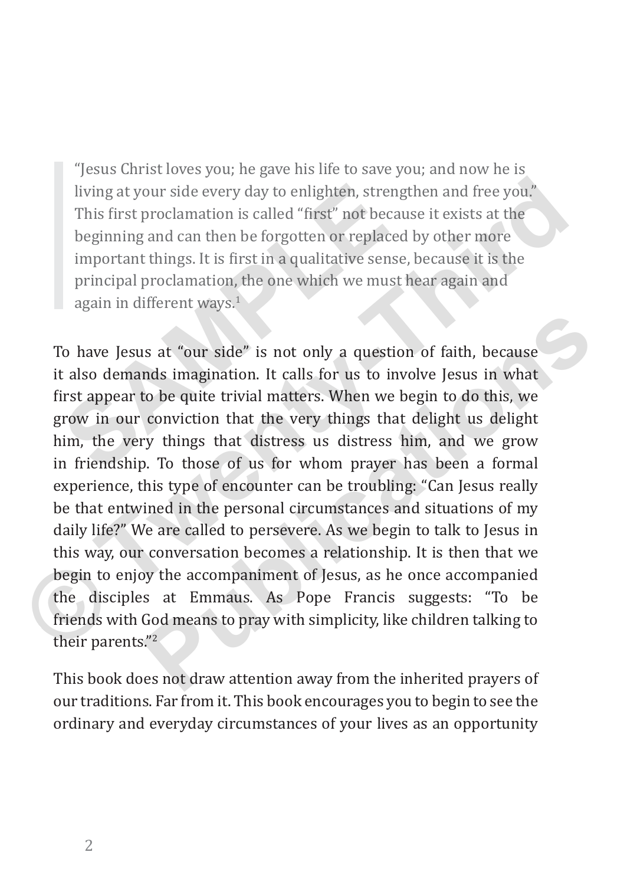> "Jesus Christ loves you; he gave his life to save you; and now he is living at your side every day to enlighten, strengthen and free you." This first proclamation is called "first" not because it exists at the beginning and can then be forgotten or replaced by other more important things. It is first in a qualitative sense, because it is the principal proclamation, the one which we must hear again and again in different ways.[1]

To have Jesus at "our side" is not only a question of faith, because it also demands imagination. It calls for us to involve Jesus in what first appear to be quite trivial matters. When we begin to do this, we grow in our conviction that the very things that delight us delight him, the very things that distress us distress him, and we grow in friendship. To those of us for whom prayer has been a formal experience, this type of encounter can be troubling: "Can Jesus really be that entwined in the personal circumstances and situations of my daily life?" We are called to persevere. As we begin to talk to Jesus in this way, our conversation becomes a relationship. It is then that we begin to enjoy the accompaniment of Jesus, as he once accompanied the disciples at Emmaus. As Pope Francis suggests: "To be friends with God means to pray with simplicity, like children talking to their parents."[2]

This book does not draw attention away from the inherited prayers of our traditions. Far from it. This book encourages you to begin to see the ordinary and everyday circumstances of your lives as an opportunity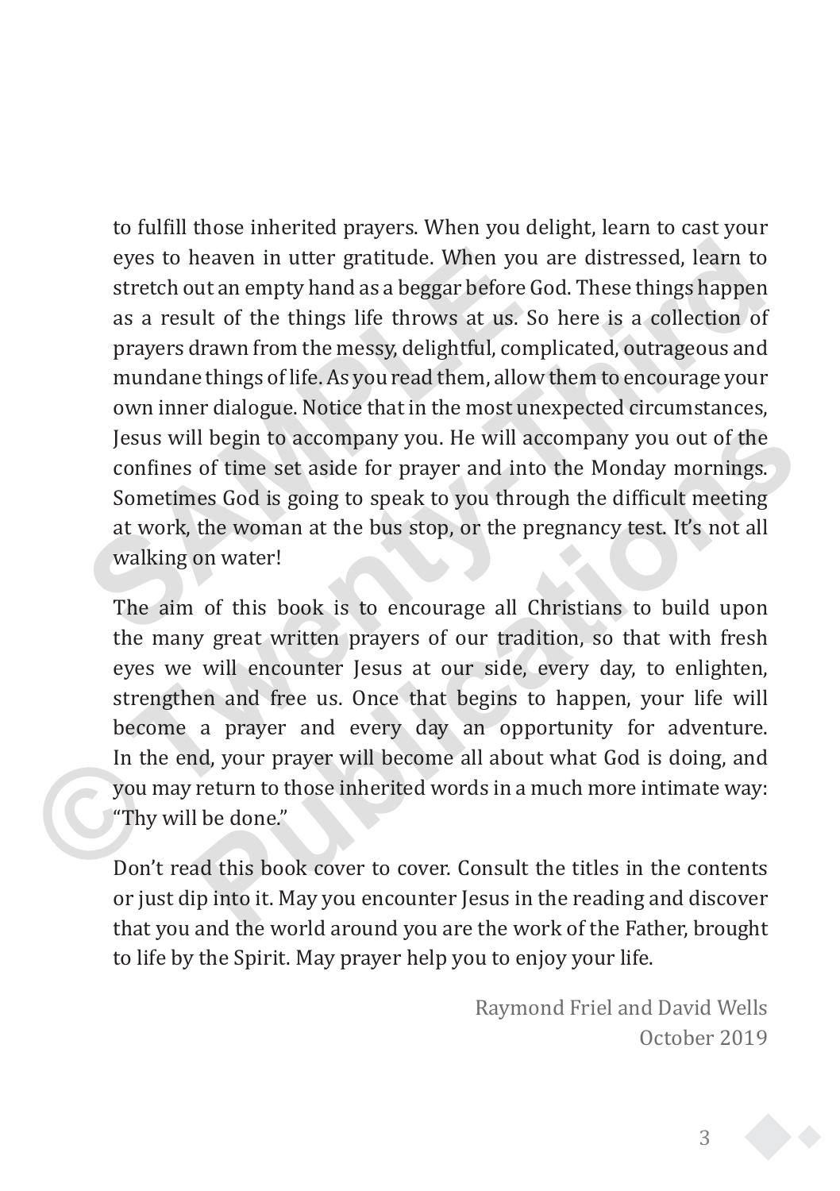to fulfill those inherited prayers. When you delight, learn to cast your eyes to heaven in utter gratitude. When you are distressed, learn to stretch out an empty hand as a beggar before God. These things happen as a result of the things life throws at us. So here is a collection of prayers drawn from the messy, delightful, complicated, outrageous and mundane things of life. As you read them, allow them to encourage your own inner dialogue. Notice that in the most unexpected circumstances, Jesus will begin to accompany you. He will accompany you out of the confines of time set aside for prayer and into the Monday mornings. Sometimes God is going to speak to you through the difficult meeting at work, the woman at the bus stop, or the pregnancy test. It's not all walking on water!

The aim of this book is to encourage all Christians to build upon the many great written prayers of our tradition, so that with fresh eyes we will encounter Jesus at our side, every day, to enlighten, strengthen and free us. Once that begins to happen, your life will become a prayer and every day an opportunity for adventure. In the end, your prayer will become all about what God is doing, and you may return to those inherited words in a much more intimate way: "Thy will be done."

Don't read this book cover to cover. Consult the titles in the contents or just dip into it. May you encounter Jesus in the reading and discover that you and the world around you are the work of the Father, brought to life by the Spirit. May prayer help you to enjoy your life.

Raymond Friel and David Wells  
October 2019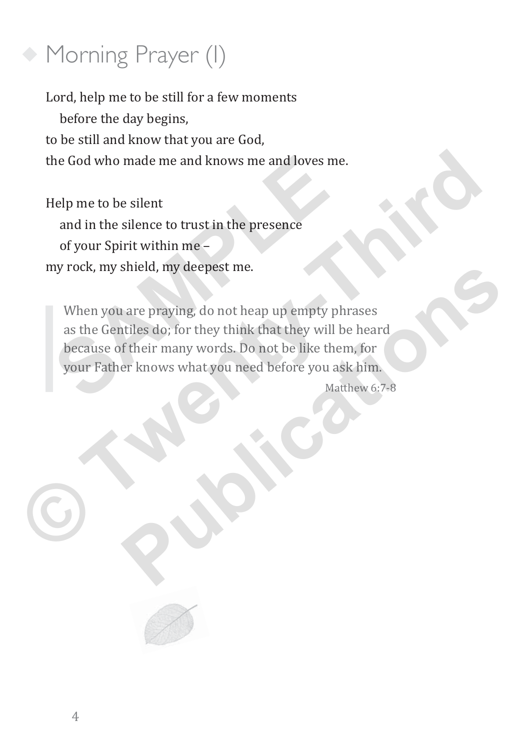# Morning Prayer (I)

Lord, help me to be still for a few moments  
before the day begins,  
to be still and know that you are God,  
the God who made me and knows me and loves me.

Help me to be silent  
and in the silence to trust in the presence  
of your Spirit within me –  
my rock, my shield, my deepest me.

> When you are praying, do not heap up empty phrases as the Gentiles do; for they think that they will be heard because of their many words. Do not be like them, for your Father knows what you need before you ask him.
>
> Matthew 6:7-8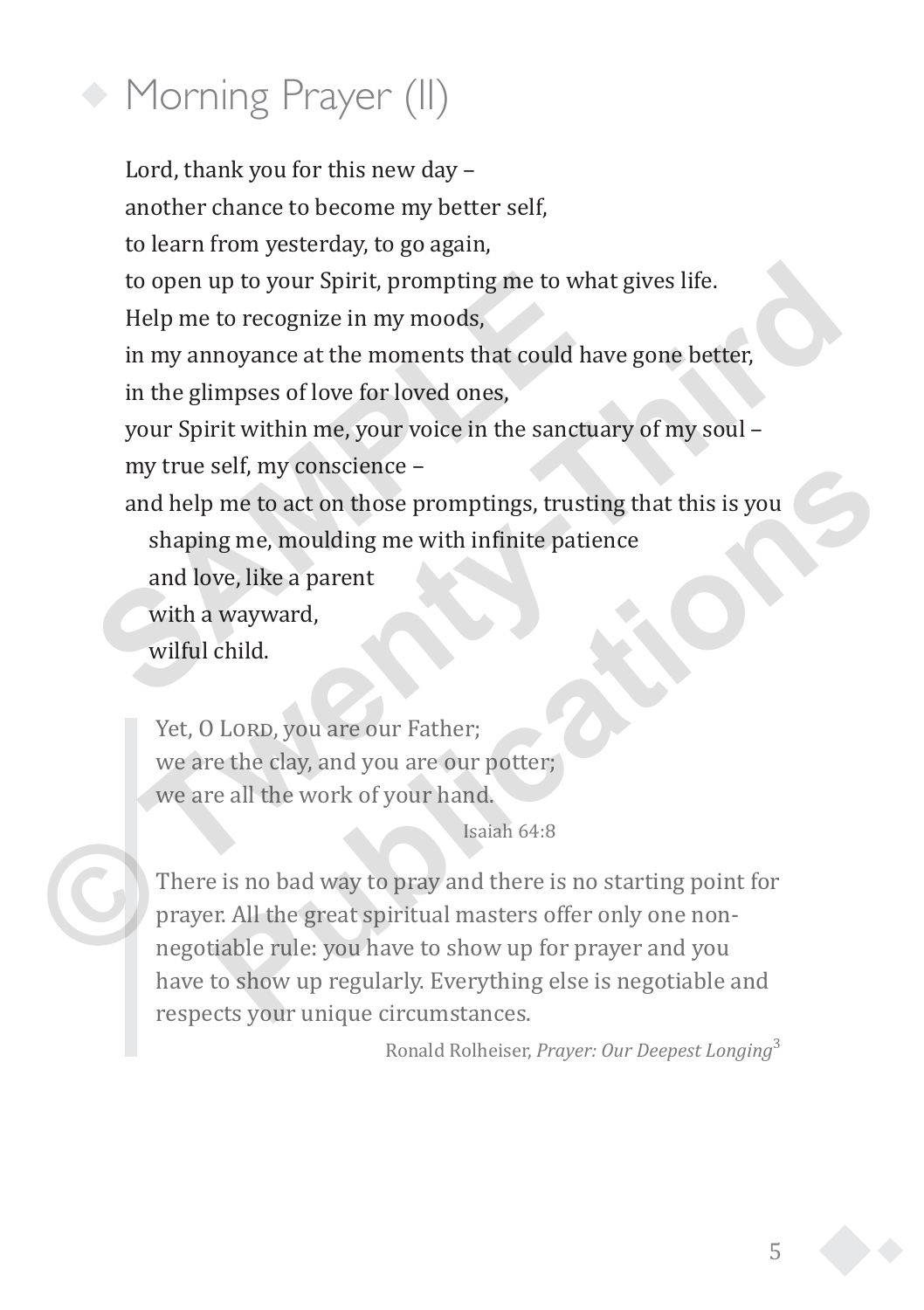# Morning Prayer (II)

Lord, thank you for this new day –
another chance to become my better self,
to learn from yesterday, to go again,
to open up to your Spirit, prompting me to what gives life.
Help me to recognize in my moods,
in my annoyance at the moments that could have gone better,
in the glimpses of love for loved ones,
your Spirit within me, your voice in the sanctuary of my soul –
my true self, my conscience –
and help me to act on those promptings, trusting that this is you
  shaping me, moulding me with infinite patience
  and love, like a parent
  with a wayward,
  wilful child.

> Yet, O Lord, you are our Father;
> we are the clay, and you are our potter;
> we are all the work of your hand.
>
> Isaiah 64:8
>
> There is no bad way to pray and there is no starting point for prayer. All the great spiritual masters offer only one non-negotiable rule: you have to show up for prayer and you have to show up regularly. Everything else is negotiable and respects your unique circumstances.
>
> Ronald Rolheiser, *Prayer: Our Deepest Longing*[3]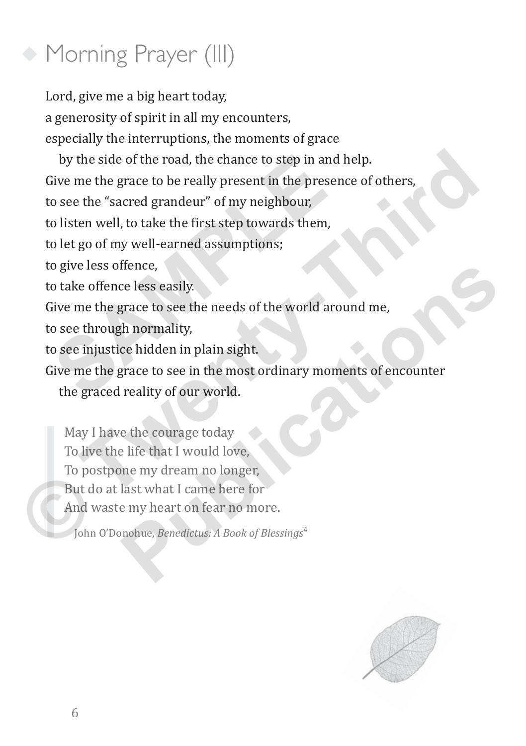## Morning Prayer (III)

Lord, give me a big heart today,
a generosity of spirit in all my encounters,
especially the interruptions, the moments of grace
  by the side of the road, the chance to step in and help.
Give me the grace to be really present in the presence of others,
to see the "sacred grandeur" of my neighbour,
to listen well, to take the first step towards them,
to let go of my well-earned assumptions;
to give less offence,
to take offence less easily.
Give me the grace to see the needs of the world around me,
to see through normality,
to see injustice hidden in plain sight.
Give me the grace to see in the most ordinary moments of encounter
  the graced reality of our world.

> May I have the courage today
> To live the life that I would love,
> To postpone my dream no longer,
> But do at last what I came here for
> And waste my heart on fear no more.
>
> John O'Donohue, *Benedictus: A Book of Blessings*[4]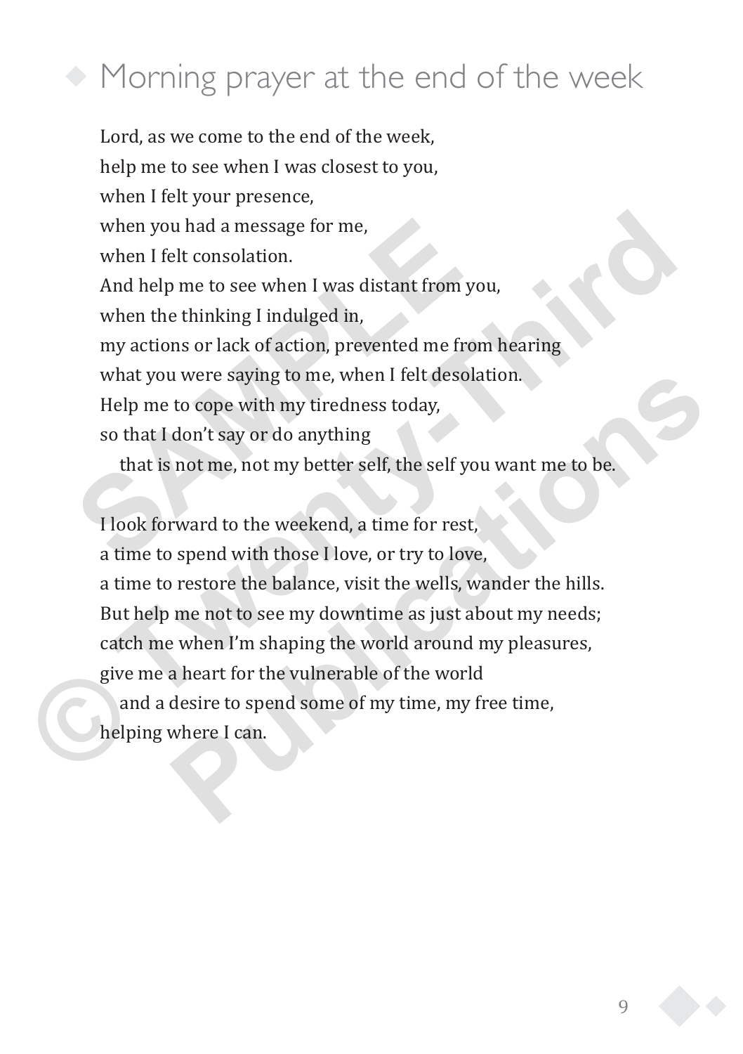# Morning prayer at the end of the week

Lord, as we come to the end of the week,
help me to see when I was closest to you,
when I felt your presence,
when you had a message for me,
when I felt consolation.
And help me to see when I was distant from you,
when the thinking I indulged in,
my actions or lack of action, prevented me from hearing
what you were saying to me, when I felt desolation.
Help me to cope with my tiredness today,
so that I don't say or do anything
  that is not me, not my better self, the self you want me to be.

I look forward to the weekend, a time for rest,
a time to spend with those I love, or try to love,
a time to restore the balance, visit the wells, wander the hills.
But help me not to see my downtime as just about my needs;
catch me when I'm shaping the world around my pleasures,
give me a heart for the vulnerable of the world
  and a desire to spend some of my time, my free time,
helping where I can.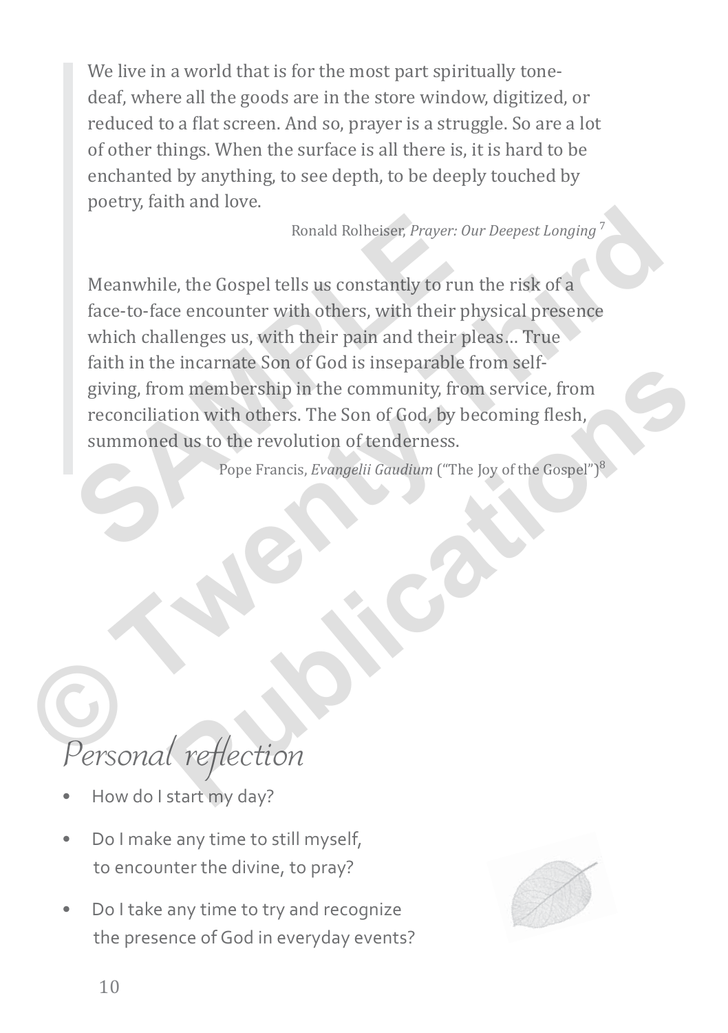> We live in a world that is for the most part spiritually tone-deaf, where all the goods are in the store window, digitized, or reduced to a flat screen. And so, prayer is a struggle. So are a lot of other things. When the surface is all there is, it is hard to be enchanted by anything, to see depth, to be deeply touched by poetry, faith and love.
>
> Ronald Rolheiser, *Prayer: Our Deepest Longing* [7]
>
> Meanwhile, the Gospel tells us constantly to run the risk of a face-to-face encounter with others, with their physical presence which challenges us, with their pain and their pleas… True faith in the incarnate Son of God is inseparable from self-giving, from membership in the community, from service, from reconciliation with others. The Son of God, by becoming flesh, summoned us to the revolution of tenderness.
>
> Pope Francis, *Evangelii Gaudium* ("The Joy of the Gospel")[8]

## *Personal reflection*

- How do I start my day?
- Do I make any time to still myself, to encounter the divine, to pray?
- Do I take any time to try and recognize the presence of God in everyday events?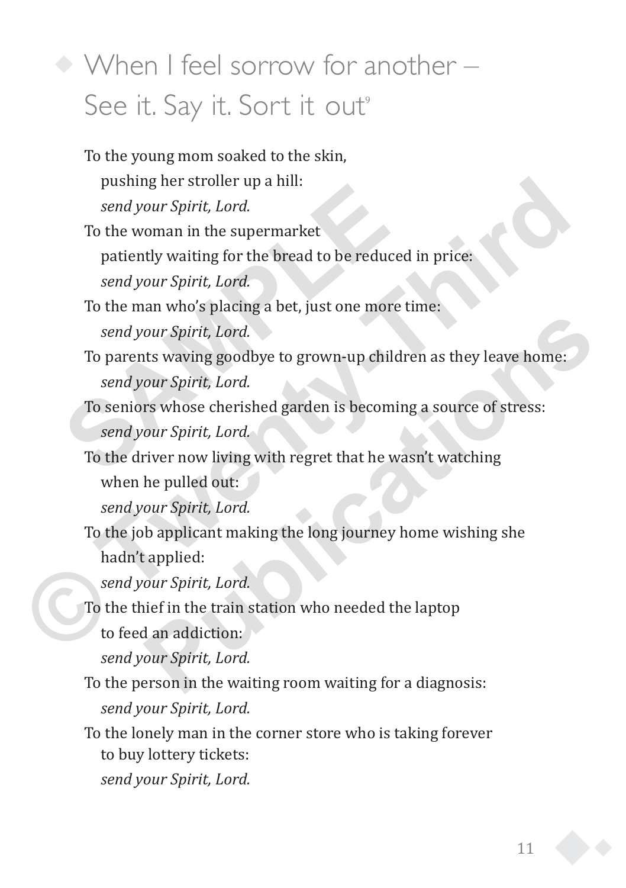## When I feel sorrow for another – See it. Say it. Sort it out[9]

To the young mom soaked to the skin,
pushing her stroller up a hill:
*send your Spirit, Lord.*

To the woman in the supermarket
patiently waiting for the bread to be reduced in price:
*send your Spirit, Lord.*

To the man who's placing a bet, just one more time:
*send your Spirit, Lord.*

To parents waving goodbye to grown-up children as they leave home:
*send your Spirit, Lord.*

To seniors whose cherished garden is becoming a source of stress:
*send your Spirit, Lord.*

To the driver now living with regret that he wasn't watching
when he pulled out:
*send your Spirit, Lord.*

To the job applicant making the long journey home wishing she
hadn't applied:
*send your Spirit, Lord.*

To the thief in the train station who needed the laptop
to feed an addiction:
*send your Spirit, Lord.*

To the person in the waiting room waiting for a diagnosis:
*send your Spirit, Lord.*

To the lonely man in the corner store who is taking forever
to buy lottery tickets:
*send your Spirit, Lord.*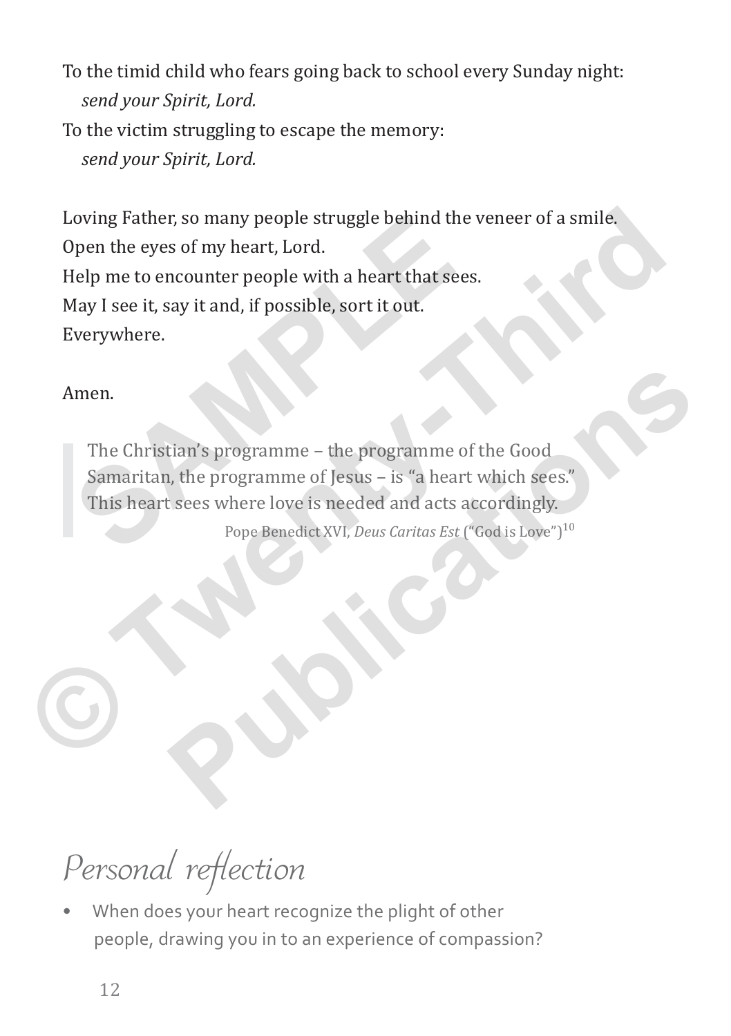To the timid child who fears going back to school every Sunday night:
*send your Spirit, Lord.*
To the victim struggling to escape the memory:
*send your Spirit, Lord.*

Loving Father, so many people struggle behind the veneer of a smile.
Open the eyes of my heart, Lord.
Help me to encounter people with a heart that sees.
May I see it, say it and, if possible, sort it out.
Everywhere.

Amen.

> The Christian's programme – the programme of the Good Samaritan, the programme of Jesus – is "a heart which sees." This heart sees where love is needed and acts accordingly.
>
> Pope Benedict XVI, *Deus Caritas Est* ("God is Love")[10]

# Personal reflection

- When does your heart recognize the plight of other people, drawing you in to an experience of compassion?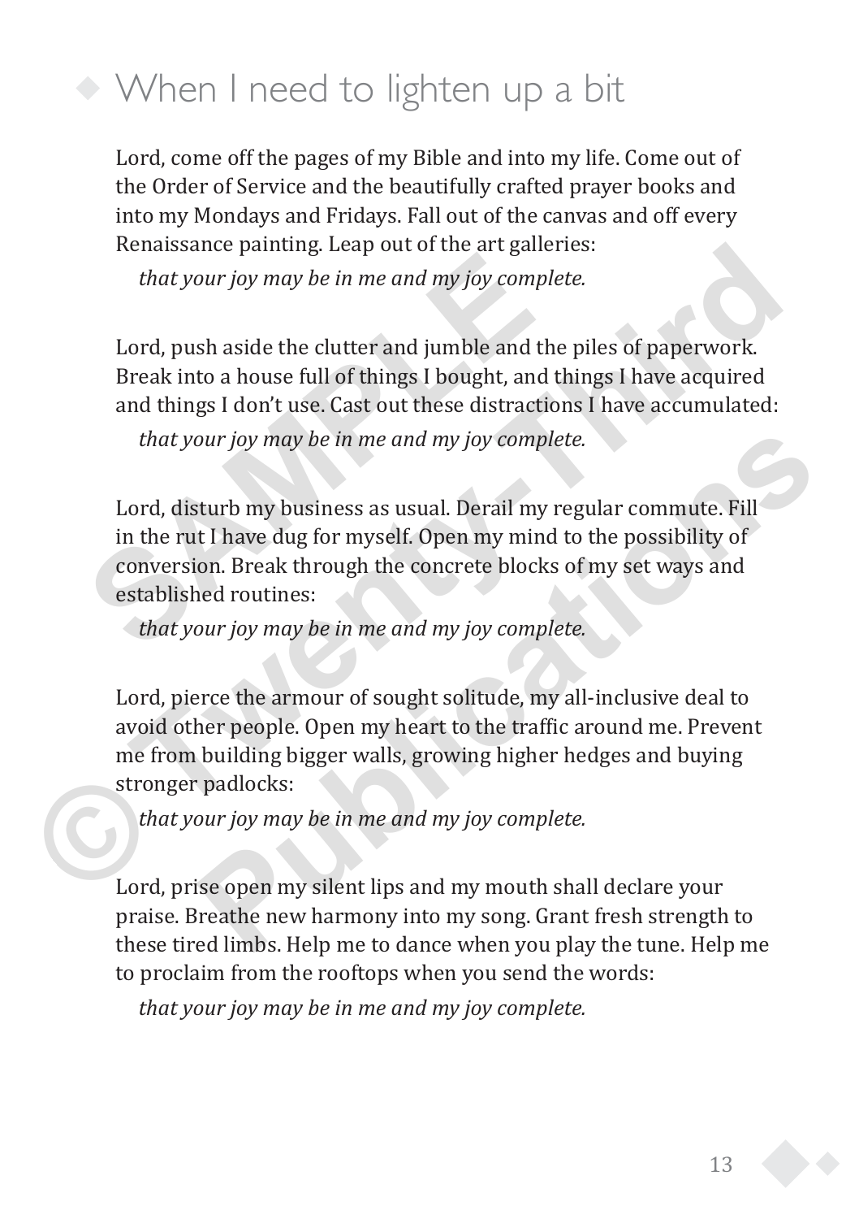# When I need to lighten up a bit

Lord, come off the pages of my Bible and into my life. Come out of the Order of Service and the beautifully crafted prayer books and into my Mondays and Fridays. Fall out of the canvas and off every Renaissance painting. Leap out of the art galleries:

*that your joy may be in me and my joy complete.*

Lord, push aside the clutter and jumble and the piles of paperwork. Break into a house full of things I bought, and things I have acquired and things I don't use. Cast out these distractions I have accumulated:

*that your joy may be in me and my joy complete.*

Lord, disturb my business as usual. Derail my regular commute. Fill in the rut I have dug for myself. Open my mind to the possibility of conversion. Break through the concrete blocks of my set ways and established routines:

*that your joy may be in me and my joy complete.*

Lord, pierce the armour of sought solitude, my all-inclusive deal to avoid other people. Open my heart to the traffic around me. Prevent me from building bigger walls, growing higher hedges and buying stronger padlocks:

*that your joy may be in me and my joy complete.*

Lord, prise open my silent lips and my mouth shall declare your praise. Breathe new harmony into my song. Grant fresh strength to these tired limbs. Help me to dance when you play the tune. Help me to proclaim from the rooftops when you send the words:

*that your joy may be in me and my joy complete.*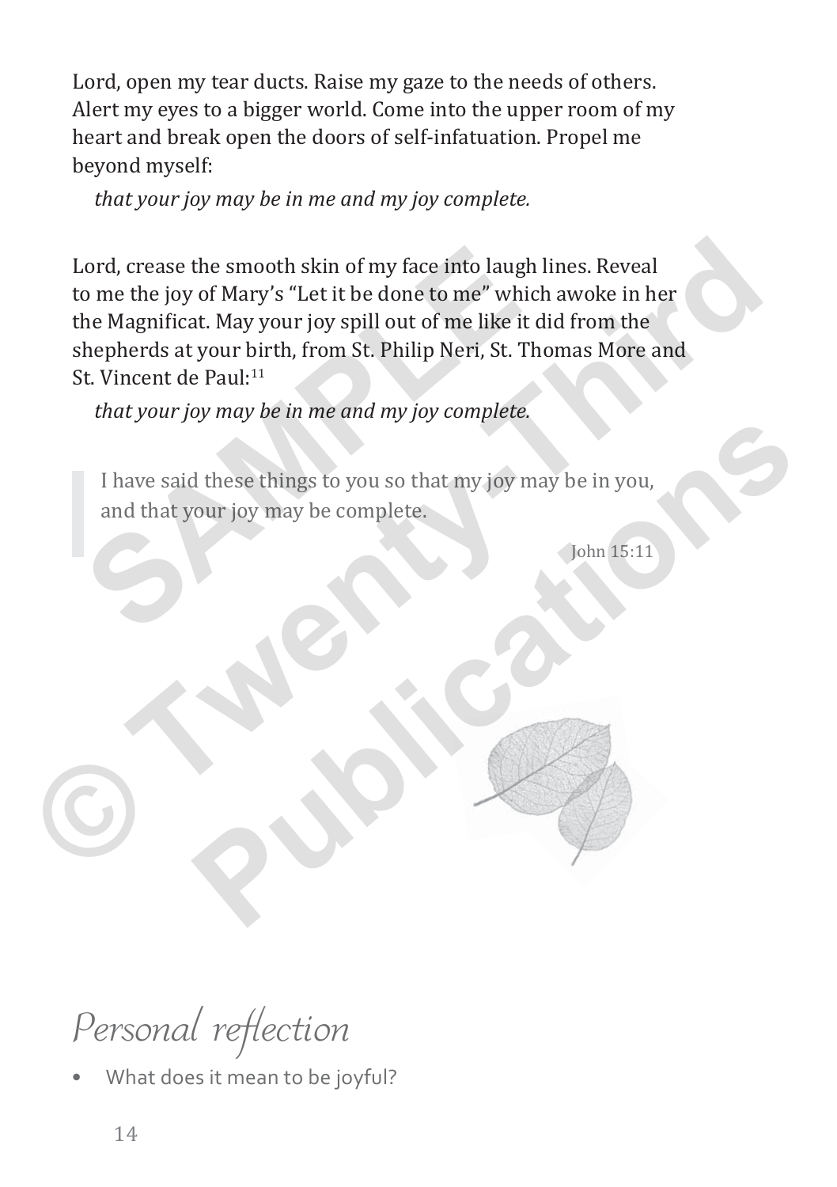Lord, open my tear ducts. Raise my gaze to the needs of others. Alert my eyes to a bigger world. Come into the upper room of my heart and break open the doors of self-infatuation. Propel me beyond myself:

*that your joy may be in me and my joy complete.*

Lord, crease the smooth skin of my face into laugh lines. Reveal to me the joy of Mary's "Let it be done to me" which awoke in her the Magnificat. May your joy spill out of me like it did from the shepherds at your birth, from St. Philip Neri, St. Thomas More and St. Vincent de Paul:[11]

*that your joy may be in me and my joy complete.*

> I have said these things to you so that my joy may be in you, and that your joy may be complete.
>
> John 15:11

## Personal reflection

- What does it mean to be joyful?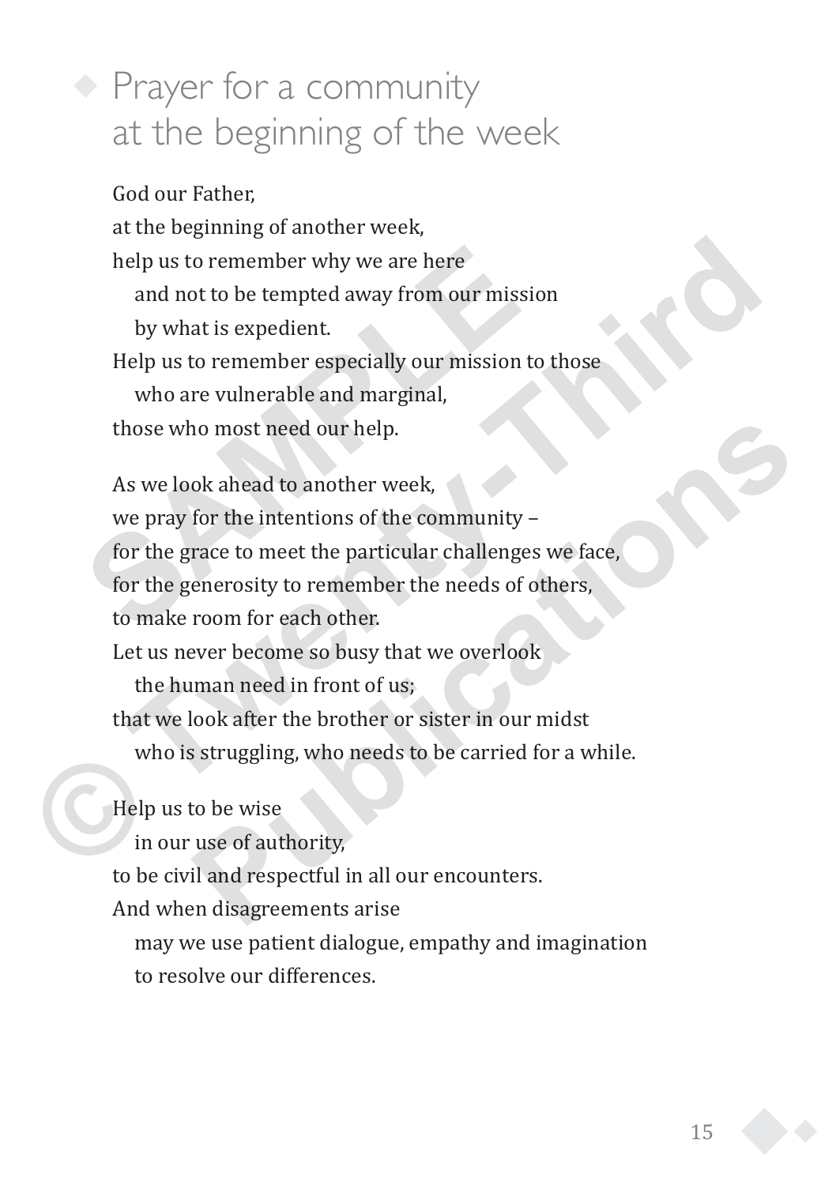## Prayer for a community at the beginning of the week

God our Father,  
at the beginning of another week,  
help us to remember why we are here  
  and not to be tempted away from our mission  
  by what is expedient.  
Help us to remember especially our mission to those  
  who are vulnerable and marginal,  
those who most need our help.

As we look ahead to another week,  
we pray for the intentions of the community –  
for the grace to meet the particular challenges we face,  
for the generosity to remember the needs of others,  
to make room for each other.  
Let us never become so busy that we overlook  
  the human need in front of us;  
that we look after the brother or sister in our midst  
  who is struggling, who needs to be carried for a while.

Help us to be wise  
  in our use of authority,  
to be civil and respectful in all our encounters.  
And when disagreements arise  
  may we use patient dialogue, empathy and imagination  
  to resolve our differences.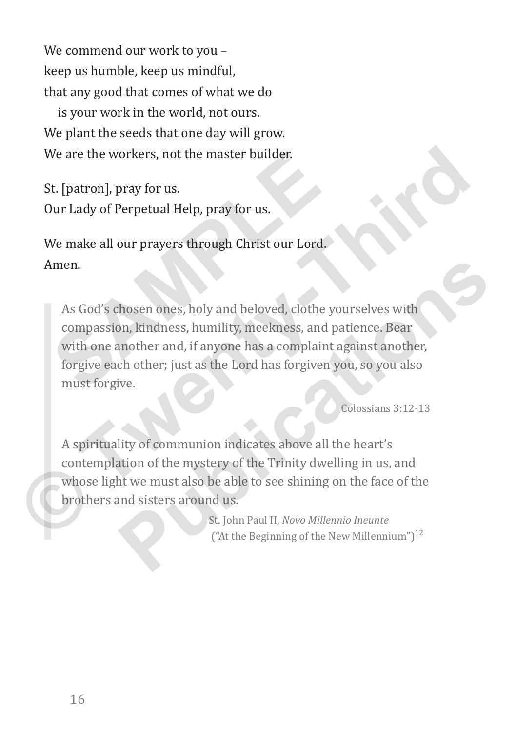We commend our work to you –
keep us humble, keep us mindful,
that any good that comes of what we do
  is your work in the world, not ours.
We plant the seeds that one day will grow.
We are the workers, not the master builder.

St. [patron], pray for us.
Our Lady of Perpetual Help, pray for us.

We make all our prayers through Christ our Lord.
Amen.

> As God's chosen ones, holy and beloved, clothe yourselves with compassion, kindness, humility, meekness, and patience. Bear with one another and, if anyone has a complaint against another, forgive each other; just as the Lord has forgiven you, so you also must forgive.
>
> Colossians 3:12-13
>
> A spirituality of communion indicates above all the heart's contemplation of the mystery of the Trinity dwelling in us, and whose light we must also be able to see shining on the face of the brothers and sisters around us.
>
> St. John Paul II, *Novo Millennio Ineunte* ("At the Beginning of the New Millennium")[12]